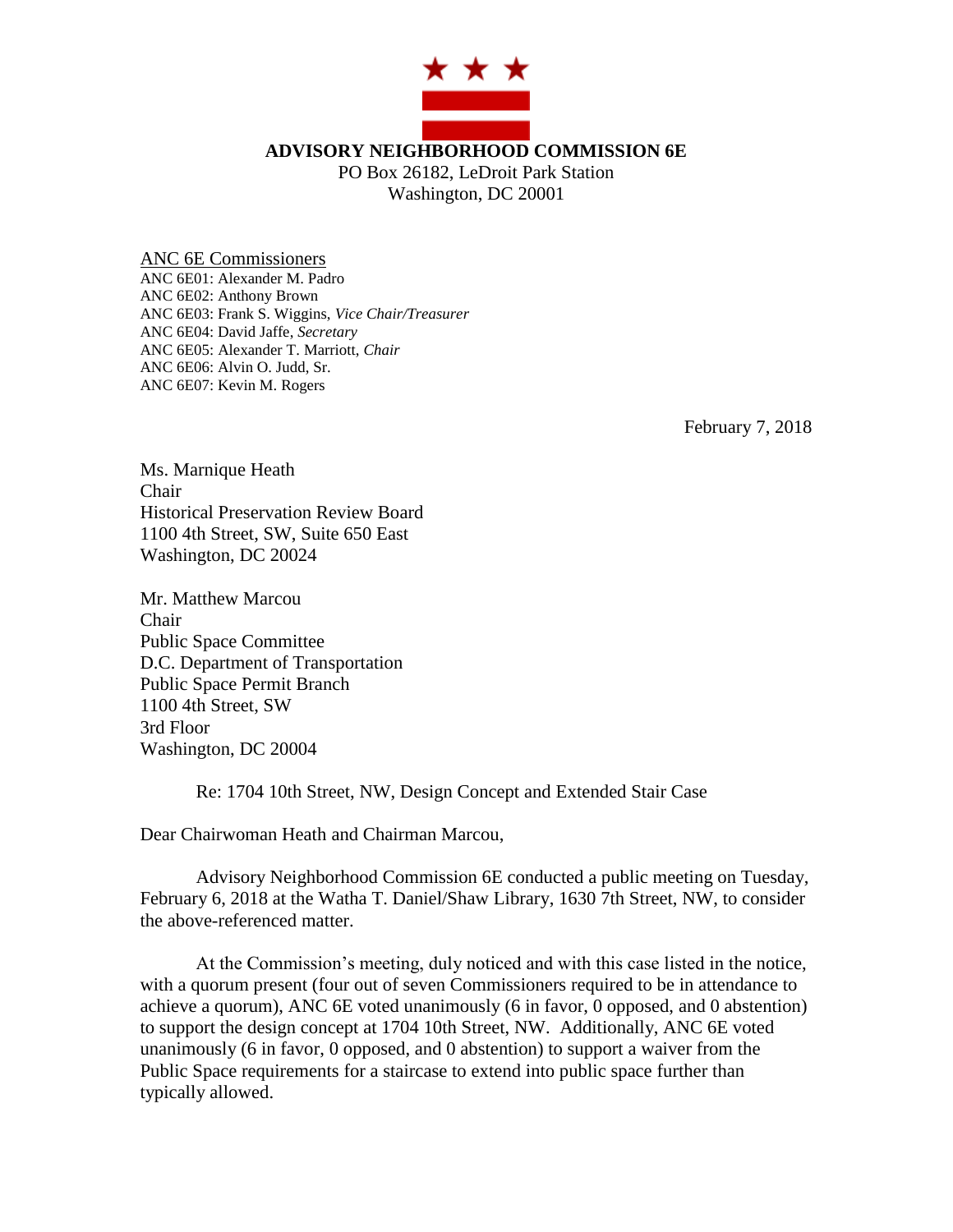# ADVISORY NEIGHBORHOOD COMMISSION 6E

PO Box 26182, LeDroit Park Station
Washington, DC 20001

ANC 6E Commissioners
ANC 6E01: Alexander M. Padro
ANC 6E02: Anthony Brown
ANC 6E03: Frank S. Wiggins, *Vice Chair/Treasurer*
ANC 6E04: David Jaffe, *Secretary*
ANC 6E05: Alexander T. Marriott, *Chair*
ANC 6E06: Alvin O. Judd, Sr.
ANC 6E07: Kevin M. Rogers

February 7, 2018

Ms. Marnique Heath
Chair
Historical Preservation Review Board
1100 4th Street, SW, Suite 650 East
Washington, DC 20024

Mr. Matthew Marcou
Chair
Public Space Committee
D.C. Department of Transportation
Public Space Permit Branch
1100 4th Street, SW
3rd Floor
Washington, DC 20004

Re: 1704 10th Street, NW, Design Concept and Extended Stair Case

Dear Chairwoman Heath and Chairman Marcou,

Advisory Neighborhood Commission 6E conducted a public meeting on Tuesday, February 6, 2018 at the Watha T. Daniel/Shaw Library, 1630 7th Street, NW, to consider the above-referenced matter.

At the Commission's meeting, duly noticed and with this case listed in the notice, with a quorum present (four out of seven Commissioners required to be in attendance to achieve a quorum), ANC 6E voted unanimously (6 in favor, 0 opposed, and 0 abstention) to support the design concept at 1704 10th Street, NW. Additionally, ANC 6E voted unanimously (6 in favor, 0 opposed, and 0 abstention) to support a waiver from the Public Space requirements for a staircase to extend into public space further than typically allowed.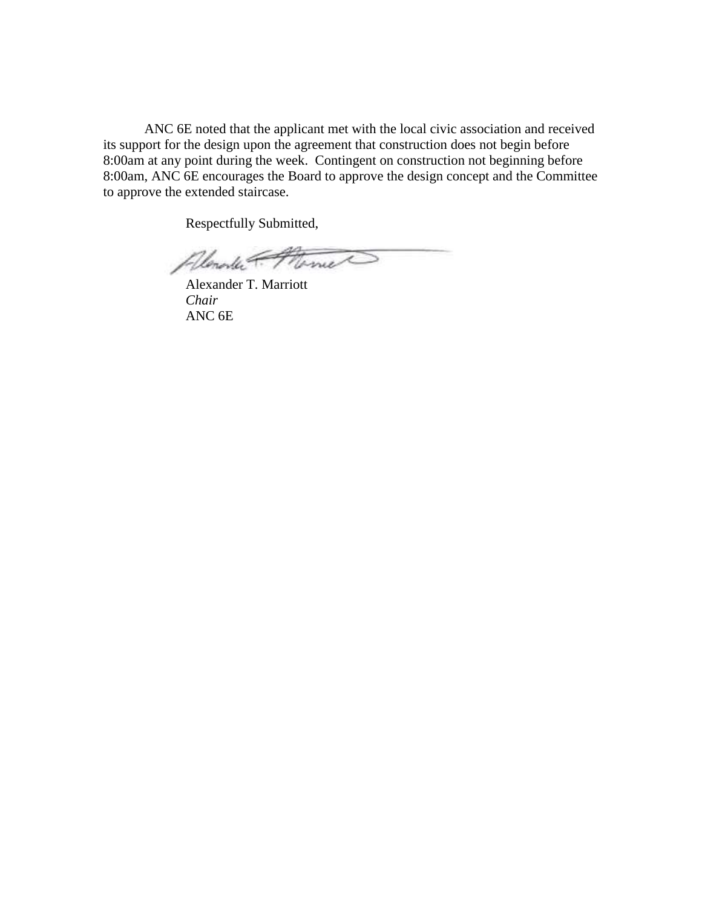ANC 6E noted that the applicant met with the local civic association and received its support for the design upon the agreement that construction does not begin before 8:00am at any point during the week. Contingent on construction not beginning before 8:00am, ANC 6E encourages the Board to approve the design concept and the Committee to approve the extended staircase.

Respectfully Submitted,

Alexander T. Marriott  
*Chair*  
ANC 6E